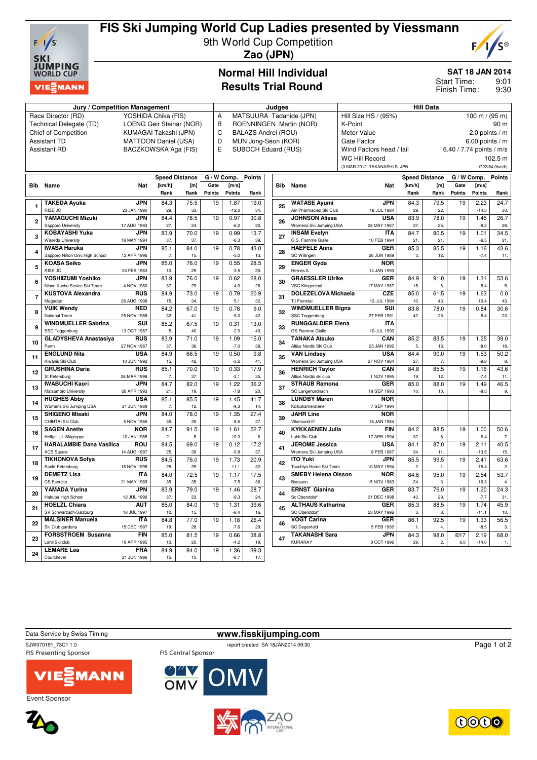# FIS Ski Jumping World Cup Ladies presented by Viessmann

9th World Cup Competition

**Zao (JPN)**

## Normal Hill Individual
## Results Trial Round

**SAT 18 JAN 2014**

Start Time: 9:01
Finish Time: 9:30

| Jury / Competition Management | |
|---|---|
| Race Director (RD) | YOSHIDA Chika (FIS) |
| Technical Delegate (TD) | LOENG Geir Steinar (NOR) |
| Chief of Competition | KUMAGAI Takashi (JPN) |
| Assistant TD | MATTOON Daniel (USA) |
| Assistant RD | BACZKOWSKA Aga (FIS) |

| Judges | |
|---|---|
| A | MATSUURA Tadahide (JPN) |
| B | ROENNINGEN Martin (NOR) |
| C | BALAZS Andrei (ROU) |
| D | MUN Jong-Seon (KOR) |
| E | SUBOCH Eduard (RUS) |

| Hill Data | |
|---|---|
| Hill Size HS / (95%) | 100 m / (95 m) |
| K-Point | 90 m |
| Meter Value | 2.0 points / m |
| Gate Factor | 6.00 points / m |
| Wind Factors head / tail | 6.40 / 7.74 points / m/s |
| WC Hill Record | 102.5 m |
| (3 MAR 2012 TAKANASHI S. JPN | G22/84.0km/h) |

| Bib | Name | Nat | Speed [km/h] | Distance [m] | G / W Comp. Gate | [m/s] | Points |
|---|---|---|---|---|---|---|---|
| | Club | Date of birth | Rank | Rank | Points | Points | Rank |
| 1 | TAKEDA Ayuka | JPN | 84.3 | 75.5 | 19 | 1.87 | 19.0 |
| | RISE JC | 23 JAN 1990 | 29. | 33. | | -12.0 | 34. |
| 2 | YAMAGUCHI Mizuki | JPN | 84.4 | 78.5 | 19 | 0.97 | 30.8 |
| | Sapporo University | 17 AUG 1993 | 27. | 24. | | -6.2 | 22. |
| 3 | KOBAYASHI Yuka | JPN | 83.9 | 70.0 | 19 | 0.99 | 13.7 |
| | Waseda University | 16 MAY 1994 | 37. | 37. | | -6.3 | 39. |
| 4 | IWASA Haruka | JPN | 85.1 | 84.0 | 19 | 0.78 | 43.0 |
| | Sapporo Nihon Univ.High School | 12 APR 1996 | 7. | 15. | | -5.0 | 13. |
| 5 | KOASA Seiko | JPN | 85.0 | 76.0 | 19 | 0.55 | 28.5 |
| | RISE JC | 24 FEB 1983 | 10. | 29. | | -3.5 | 25. |
| 6 | YOSHIIZUMI Yoshiko | JPN | 83.9 | 76.0 | 19 | 0.62 | 28.0 |
| | Nihon Kucho Sevice Ski Team | 4 NOV 1980 | 37. | 29. | | -4.0 | 26. |
| 7 | KUSTOVA Alexandra | RUS | 84.9 | 73.0 | 19 | 0.79 | 20.9 |
| | Magadan | 26 AUG 1998 | 15. | 34. | | -5.1 | 32. |
| 8 | VUIK Wendy | NED | 84.2 | 67.0 | 19 | 0.78 | 9.0 |
| | National Team | 25 NOV 1988 | 32. | 41. | | -5.0 | 42. |
| 9 | WINDMUELLER Sabrina | SUI | 85.2 | 67.5 | 19 | 0.31 | 13.0 |
| | SSC Toggenburg | 13 OCT 1987 | 5. | 40. | | -2.0 | 40. |
| 10 | GLADYSHEVA Anastasiya | RUS | 83.9 | 71.0 | 19 | 1.09 | 15.0 |
| | Perm | 27 NOV 1987 | 37. | 36. | | -7.0 | 38. |
| 11 | ENGLUND Nita | USA | 84.9 | 66.5 | 19 | 0.50 | 9.8 |
| | Kiwanis Ski Club | 10 JUN 1992 | 15. | 42. | | -3.2 | 41. |
| 12 | GRUSHINA Daria | RUS | 85.1 | 70.0 | 19 | 0.33 | 17.9 |
| | St.Petersburg | 26 MAR 1998 | 7. | 37. | | -2.1 | 35. |
| 13 | IWABUCHI Kaori | JPN | 84.7 | 82.0 | 19 | 1.22 | 36.2 |
| | Matsumoto University | 28 APR 1993 | 21. | 19. | | -7.8 | 20. |
| 14 | HUGHES Abby | USA | 85.1 | 85.5 | 19 | 1.45 | 41.7 |
| | Womens Ski Jumping USA | 21 JUN 1989 | 7. | 12. | | -9.3 | 14. |
| 15 | SHIGENO Misaki | JPN | 84.0 | 78.0 | 19 | 1.35 | 27.4 |
| | CHINTAI Ski Club | 5 NOV 1986 | 35. | 25. | | -8.6 | 27. |
| 16 | SAGEN Anette | NOR | 84.7 | 91.5 | 19 | 1.61 | 52.7 |
| | Helfjell UL Skigruppe | 10 JAN 1985 | 21. | 5. | | -10.3 | 6. |
| 17 | HARALAMBIE Dana Vasilica | ROU | 84.5 | 69.0 | 19 | 0.12 | 17.2 |
| | ACS Sacele | 14 AUG 1997 | 25. | 39. | | -0.8 | 37. |
| 18 | TIKHONOVA Sofya | RUS | 84.5 | 76.0 | 19 | 1.73 | 20.9 |
| | Sankt-Petersburg | 16 NOV 1998 | 25. | 29. | | -11.1 | 32. |
| 19 | DEMETZ Lisa | ITA | 84.0 | 72.5 | 19 | 1.17 | 17.5 |
| | CS Esercito | 21 MAY 1989 | 35. | 35. | | -7.5 | 36. |
| 20 | YAMADA Yurina | JPN | 83.9 | 79.0 | 19 | 1.46 | 28.7 |
| | Hakuba High School | 12 JUL 1996 | 37. | 23. | | -9.3 | 24. |
| 21 | HOELZL Chiara | AUT | 85.0 | 84.0 | 19 | 1.31 | 39.6 |
| | SV Schwarzach-Salzburg | 18 JUL 1997 | 10. | 15. | | -8.4 | 16. |
| 22 | MALSINER Manuela | ITA | 84.8 | 77.0 | 19 | 1.18 | 26.4 |
| | Ski Club gardena | 15 DEC 1997 | 19. | 28. | | -7.6 | 29. |
| 23 | FORSSTROEM Susanna | FIN | 85.0 | 81.5 | 19 | 0.66 | 38.8 |
| | Lahti Ski club | 19 APR 1995 | 10. | 20. | | -4.2 | 19. |
| 24 | LEMARE Lea | FRA | 84.9 | 84.0 | 19 | 1.36 | 39.3 |
| | Courchevel | 21 JUN 1996 | 15. | 15. | | -8.7 | 17. |
| 25 | WATASE Ayumi | JPN | 84.3 | 79.5 | 19 | 2.23 | 24.7 |
| | Ain Pharmaciez Ski Club | 18 JUL 1984 | 29. | 22. | | -14.3 | 30. |
| 26 | JOHNSON Alissa | USA | 83.9 | 78.0 | 19 | 1.45 | 26.7 |
| | Womens Ski Jumping USA | 28 MAY 1987 | 37. | 25. | | -9.3 | 28. |
| 27 | INSAM Evelyn | ITA | 84.7 | 80.5 | 19 | 1.01 | 34.5 |
| | G.S. Fiamme Gialle | 10 FEB 1994 | 21. | 21. | | -6.5 | 21. |
| 28 | HAEFELE Anna | GER | 85.3 | 85.5 | 19 | 1.16 | 43.6 |
| | SC Willingen | 26 JUN 1989 | 3. | 12. | | -7.4 | 11. |
| 29 | ENGER Gyda | NOR | | | | | |
| | Hernes IL | 14 JAN 1993 | | | | | |
| 30 | GRAESSLER Ulrike | GER | 84.9 | 91.0 | 19 | 1.31 | 53.6 |
| | VSC Klingenthal | 17 MAY 1987 | 15. | 6. | | -8.4 | 5. |
| 31 | DOLEZELOVA Michaela | CZE | 85.0 | 61.5 | 19 | 1.63 | 0.0 |
| | TJ Frenstat | 12 JUL 1994 | 10. | 43. | | -10.4 | 43. |
| 32 | WINDMUELLER Bigna | SUI | 83.8 | 78.0 | 19 | 0.84 | 30.6 |
| | SSC Toggenburg | 27 FEB 1991 | 42. | 25. | | -5.4 | 23. |
| 33 | RUNGGALDIER Elena | ITA | | | | | |
| | GS Fiamme Gialle | 10 JUL 1990 | | | | | |
| 34 | TANAKA Atsuko | CAN | 85.2 | 83.5 | 19 | 1.25 | 39.0 |
| | Altius Nordic Ski Club | 25 JAN 1992 | 5. | 18. | | -8.0 | 18. |
| 35 | VAN Lindsey | USA | 84.4 | 90.0 | 19 | 1.53 | 50.2 |
| | Womens Ski Jumping USA | 27 NOV 1984 | 27. | 7. | | -9.8 | 8. |
| 36 | HENRICH Taylor | CAN | 84.8 | 85.5 | 19 | 1.16 | 43.6 |
| | Altius Nordic ski club | 1 NOV 1995 | 19. | 12. | | -7.4 | 11. |
| 37 | STRAUB Ramona | GER | 85.0 | 88.0 | 19 | 1.49 | 46.5 |
| | SC Langenordnach | 19 SEP 1993 | 10. | 10. | | -9.5 | 9. |
| 38 | LUNDBY Maren | NOR | | | | | |
| | Kolbukameratene | 7 SEP 1994 | | | | | |
| 39 | JAHR Line | NOR | | | | | |
| | Vikersund IF | 16 JAN 1984 | | | | | |
| 40 | KYKKAENEN Julia | FIN | 84.2 | 88.5 | 19 | 1.00 | 50.6 |
| | Lahti Ski Club | 17 APR 1994 | 32. | 8. | | -6.4 | 7. |
| 41 | JEROME Jessica | USA | 84.1 | 87.0 | 19 | 2.11 | 40.5 |
| | Womens Ski Jumping USA | 8 FEB 1987 | 34. | 11. | | -13.5 | 15. |
| 42 | ITO Yuki | JPN | 85.5 | 99.5 | 19 | 2.41 | 63.6 |
| | Tsuchiya Home Ski Team | 10 MAY 1994 | 2. | 1. | | -15.4 | 2. |
| 43 | SMEBY Helena Olsson | NOR | 84.6 | 95.0 | 19 | 2.54 | 53.7 |
| | Byaasen | 15 NOV 1983 | 24. | 3. | | -16.3 | 4. |
| 44 | ERNST Gianina | GER | 83.7 | 76.0 | 19 | 1.20 | 24.3 |
| | Sc Oberstdorf | 31 DEC 1998 | 43. | 29. | | -7.7 | 31. |
| 45 | ALTHAUS Katharina | GER | 85.3 | 88.5 | 19 | 1.74 | 45.9 |
| | SC Oberstdorf | 23 MAY 1996 | 3. | 8. | | -11.1 | 10. |
| 46 | VOGT Carina | GER | 86.1 | 92.5 | 19 | 1.33 | 56.5 |
| | SC Degenfeld | 5 FEB 1992 | 1. | 4. | | -8.5 | 3. |
| 47 | TAKANASHI Sara | JPN | 84.3 | 98.0 | ©17 | 2.19 | 68.0 |
| | KURARAY | 8 OCT 1996 | 29. | 2. | 6.0 | -14.0 | 1. |

Data Service by Swiss Timing

www.fisskijumping.com

SJW070191_73C1 1.0 report created SA 18JAN2014 09:30

FIS Presenting Sponsor FIS Central Sponsor

Event Sponsor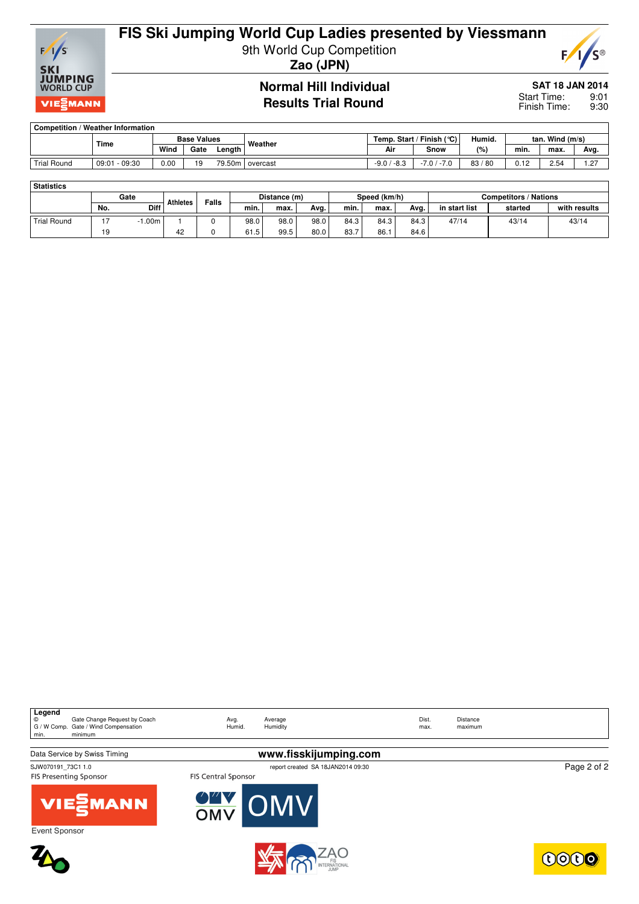# FIS Ski Jumping World Cup Ladies presented by Viessmann

9th World Cup Competition

**Zao (JPN)**

## Normal Hill Individual
## Results Trial Round

**SAT 18 JAN 2014**
Start Time: 9:01
Finish Time: 9:30

**Competition / Weather Information**

| | Time | Base Values | | | Weather | Temp. Start / Finish (°C) | | Humid. | tan. Wind (m/s) | | |
|---|---|---|---|---|---|---|---|---|---|---|---|
| | | Wind | Gate | Length | | Air | Snow | (%) | min. | max. | Avg. |
| Trial Round | 09:01 - 09:30 | 0.00 | 19 | 79.50m | overcast | -9.0 / -8.3 | -7.0 / -7.0 | 83 / 80 | 0.12 | 2.54 | 1.27 |

**Statistics**

| | Gate | | Athletes | Falls | Distance (m) | | | Speed (km/h) | | | Competitors / Nations | | |
|---|---|---|---|---|---|---|---|---|---|---|---|---|---|
| | No. | Diff | | | min. | max. | Avg. | min. | max. | Avg. | in start list | started | with results |
| Trial Round | 17 | -1.00m | 1 | 0 | 98.0 | 98.0 | 98.0 | 84.3 | 84.3 | 84.3 | 47/14 | 43/14 | 43/14 |
| | 19 | | 42 | 0 | 61.5 | 99.5 | 80.0 | 83.7 | 86.1 | 84.6 | | | |

**Legend**

| | | | | | |
|---|---|---|---|---|---|
| © | Gate Change Request by Coach | Avg. | Average | Dist. | Distance |
| G / W Comp. | Gate / Wind Compensation | Humid. | Humidity | max. | maximum |
| min. | minimum | | | | |

Data Service by Swiss Timing

www.fisskijumping.com

SJW070191_73C1 1.0

report created SA 18JAN2014 09:30

FIS Presenting Sponsor

FIS Central Sponsor

Event Sponsor